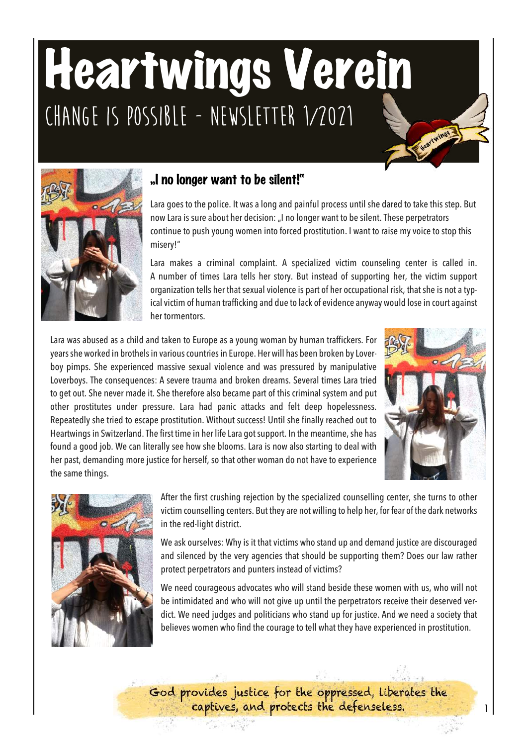# Heartwings Verein

## CHANGE IS POSSIBLE - NEWSLETTER 1/2021

### „I no longer want to be silent!"

Lara goes to the police. It was a long and painful process until she dared to take this step. But now Lara is sure about her decision: „I no longer want to be silent. These perpetrators continue to push young women into forced prostitution. I want to raise my voice to stop this misery!"

Lara makes a criminal complaint. A specialized victim counseling center is called in. A number of times Lara tells her story. But instead of supporting her, the victim support organization tells her that sexual violence is part of her occupational risk, that she is not a typical victim of human trafficking and due to lack of evidence anyway would lose in court against her tormentors.

Lara was abused as a child and taken to Europe as a young woman by human traffickers. For years she worked in brothels in various countries in Europe. Her will has been broken by Loverboy pimps. She experienced massive sexual violence and was pressured by manipulative Loverboys. The consequences: A severe trauma and broken dreams. Several times Lara tried to get out. She never made it. She therefore also became part of this criminal system and put other prostitutes under pressure. Lara had panic attacks and felt deep hopelessness. Repeatedly she tried to escape prostitution. Without success! Until she finally reached out to Heartwings in Switzerland. The first time in her life Lara got support. In the meantime, she has found a good job. We can literally see how she blooms. Lara is now also starting to deal with her past, demanding more justice for herself, so that other woman do not have to experience the same things.

After the first crushing rejection by the specialized counselling center, she turns to other victim counselling centers. But they are not willing to help her, for fear of the dark networks in the red-light district.

We ask ourselves: Why is it that victims who stand up and demand justice are discouraged and silenced by the very agencies that should be supporting them? Does our law rather protect perpetrators and punters instead of victims?

We need courageous advocates who will stand beside these women with us, who will not be intimidated and who will not give up until the perpetrators receive their deserved verdict. We need judges and politicians who stand up for justice. And we need a society that believes women who find the courage to tell what they have experienced in prostitution.

God provides justice for the oppressed, liberates the captives, and protects the defenseless.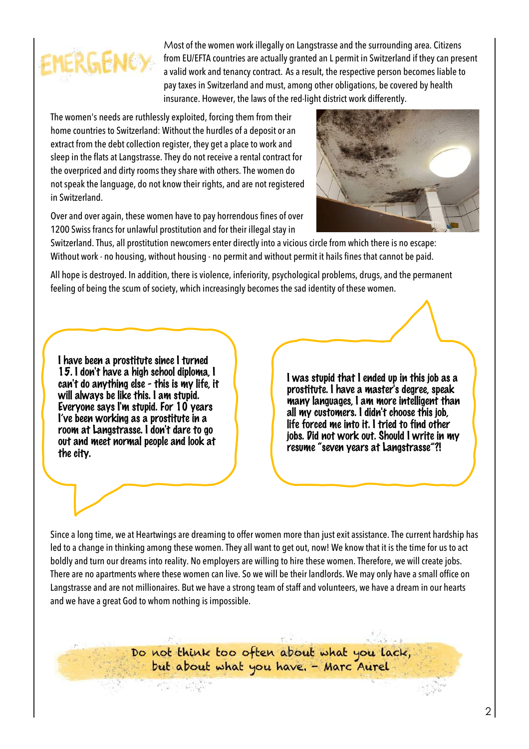# EMERGENCY

Most of the women work illegally on Langstrasse and the surrounding area. Citizens from EU/EFTA countries are actually granted an L permit in Switzerland if they can present a valid work and tenancy contract. As a result, the respective person becomes liable to pay taxes in Switzerland and must, among other obligations, be covered by health insurance. However, the laws of the red-light district work differently.

The women's needs are ruthlessly exploited, forcing them from their home countries to Switzerland: Without the hurdles of a deposit or an extract from the debt collection register, they get a place to work and sleep in the flats at Langstrasse. They do not receive a rental contract for the overpriced and dirty rooms they share with others. The women do not speak the language, do not know their rights, and are not registered in Switzerland.

Over and over again, these women have to pay horrendous fines of over 1200 Swiss francs for unlawful prostitution and for their illegal stay in Switzerland. Thus, all prostitution newcomers enter directly into a vicious circle from which there is no escape: Without work - no housing, without housing - no permit and without permit it hails fines that cannot be paid.

All hope is destroyed. In addition, there is violence, inferiority, psychological problems, drugs, and the permanent feeling of being the scum of society, which increasingly becomes the sad identity of these women.

> I have been a prostitute since I turned 15. I don't have a high school diploma, I can't do anything else - this is my life, it will always be like this. I am stupid. Everyone says I'm stupid. For 10 years I've been working as a prostitute in a room at Langstrasse. I don't dare to go out and meet normal people and look at the city.

> I was stupid that I ended up in this job as a prostitute. I have a master's degree, speak many languages, I am more intelligent than all my customers. I didn't choose this job, life forced me into it. I tried to find other jobs. Did not work out. Should I write in my resume "seven years at Langstrasse"?!

Since a long time, we at Heartwings are dreaming to offer women more than just exit assistance. The current hardship has led to a change in thinking among these women. They all want to get out, now! We know that it is the time for us to act boldly and turn our dreams into reality. No employers are willing to hire these women. Therefore, we will create jobs. There are no apartments where these women can live. So we will be their landlords. We may only have a small office on Langstrasse and are not millionaires. But we have a strong team of staff and volunteers, we have a dream in our hearts and we have a great God to whom nothing is impossible.

*Do not think too often about what you lack, but about what you have. - Marc Aurel*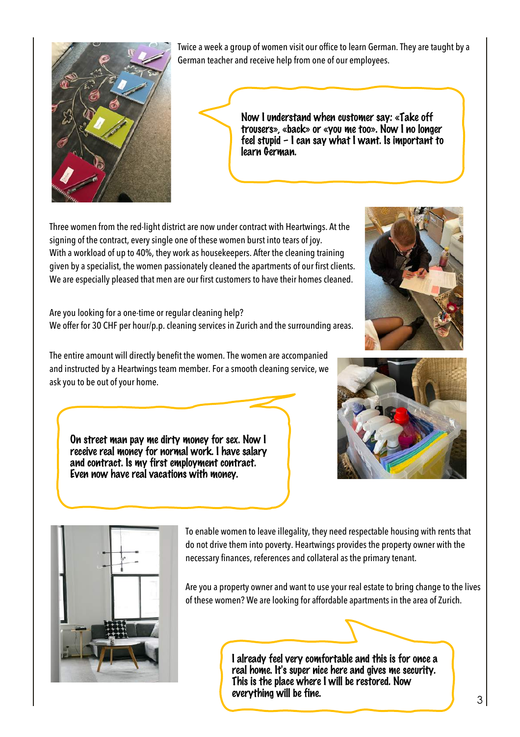Twice a week a group of women visit our office to learn German. They are taught by a German teacher and receive help from one of our employees.

> Now I understand when customer say: «Take off trousers», «back» or «you me too». Now I no longer feel stupid – I can say what I want. Is important to learn German.

Three women from the red-light district are now under contract with Heartwings. At the signing of the contract, every single one of these women burst into tears of joy. With a workload of up to 40%, they work as housekeepers. After the cleaning training given by a specialist, the women passionately cleaned the apartments of our first clients. We are especially pleased that men are our first customers to have their homes cleaned.

Are you looking for a one-time or regular cleaning help?
We offer for 30 CHF per hour/p.p. cleaning services in Zurich and the surrounding areas.

The entire amount will directly benefit the women. The women are accompanied and instructed by a Heartwings team member. For a smooth cleaning service, we ask you to be out of your home.

> On street man pay me dirty money for sex. Now I receive real money for normal work. I have salary and contract. Is my first employment contract. Even now have real vacations with money.

To enable women to leave illegality, they need respectable housing with rents that do not drive them into poverty. Heartwings provides the property owner with the necessary finances, references and collateral as the primary tenant.

Are you a property owner and want to use your real estate to bring change to the lives of these women? We are looking for affordable apartments in the area of Zurich.

> I already feel very comfortable and this is for once a real home. It's super nice here and gives me security. This is the place where I will be restored. Now everything will be fine.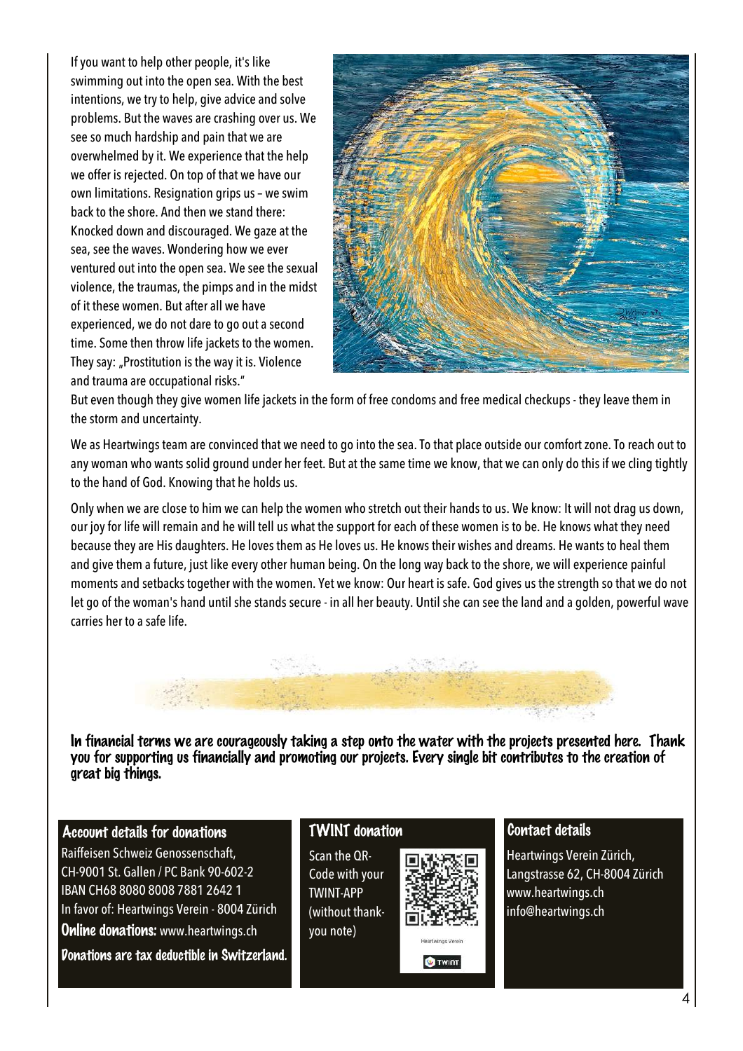If you want to help other people, it's like swimming out into the open sea. With the best intentions, we try to help, give advice and solve problems. But the waves are crashing over us. We see so much hardship and pain that we are overwhelmed by it. We experience that the help we offer is rejected. On top of that we have our own limitations. Resignation grips us – we swim back to the shore. And then we stand there: Knocked down and discouraged. We gaze at the sea, see the waves. Wondering how we ever ventured out into the open sea. We see the sexual violence, the traumas, the pimps and in the midst of it these women. But after all we have experienced, we do not dare to go out a second time. Some then throw life jackets to the women. They say: „Prostitution is the way it is. Violence and trauma are occupational risks."

But even though they give women life jackets in the form of free condoms and free medical checkups - they leave them in the storm and uncertainty.

We as Heartwings team are convinced that we need to go into the sea. To that place outside our comfort zone. To reach out to any woman who wants solid ground under her feet. But at the same time we know, that we can only do this if we cling tightly to the hand of God. Knowing that he holds us.

Only when we are close to him we can help the women who stretch out their hands to us. We know: It will not drag us down, our joy for life will remain and he will tell us what the support for each of these women is to be. He knows what they need because they are His daughters. He loves them as He loves us. He knows their wishes and dreams. He wants to heal them and give them a future, just like every other human being. On the long way back to the shore, we will experience painful moments and setbacks together with the women. Yet we know: Our heart is safe. God gives us the strength so that we do not let go of the woman's hand until she stands secure - in all her beauty. Until she can see the land and a golden, powerful wave carries her to a safe life.

**In financial terms we are courageously taking a step onto the water with the projects presented here. Thank you for supporting us financially and promoting our projects. Every single bit contributes to the creation of great big things.**

### Account details for donations

Raiffeisen Schweiz Genossenschaft,
CH-9001 St. Gallen / PC Bank 90-602-2
IBAN CH68 8080 8008 7881 2642 1
In favor of: Heartwings Verein - 8004 Zürich

**Online donations:** www.heartwings.ch

**Donations are tax deductible in Switzerland.**

### TWINT donation

Scan the QR-Code with your TWINT-APP (without thank-you note)

Heartwings Verein

TWINT

### Contact details

Heartwings Verein Zürich,
Langstrasse 62, CH-8004 Zürich
www.heartwings.ch
info@heartwings.ch